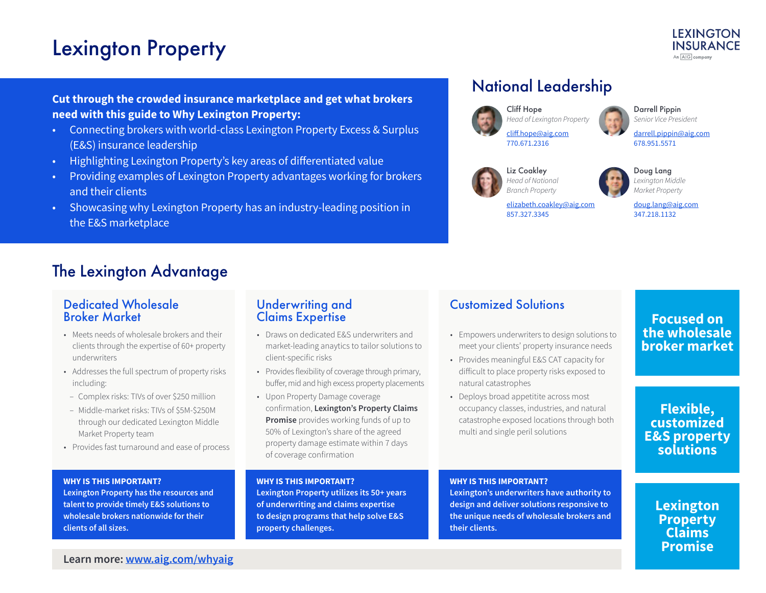# Lexington Property

LEXINGTON INSURANCE
An AIG company

**Cut through the crowded insurance marketplace and get what brokers need with this guide to Why Lexington Property:**

- Connecting brokers with world-class Lexington Property Excess & Surplus (E&S) insurance leadership
- Highlighting Lexington Property's key areas of differentiated value
- Providing examples of Lexington Property advantages working for brokers and their clients
- Showcasing why Lexington Property has an industry-leading position in the E&S marketplace

## National Leadership

**Cliff Hope**
*Head of Lexington Property*
cliff.hope@aig.com
770.671.2316

**Darrell Pippin**
*Senior Vice President*
darrell.pippin@aig.com
678.951.5571

**Liz Coakley**
*Head of National Branch Property*
elizabeth.coakley@aig.com
857.327.3345

**Doug Lang**
*Lexington Middle Market Property*
doug.lang@aig.com
347.218.1132

## The Lexington Advantage

### Dedicated Wholesale Broker Market

- Meets needs of wholesale brokers and their clients through the expertise of 60+ property underwriters
- Addresses the full spectrum of property risks including:
  - Complex risks: TIVs of over $250 million
  - Middle-market risks: TIVs of $5M-$250M through our dedicated Lexington Middle Market Property team
- Provides fast turnaround and ease of process

**WHY IS THIS IMPORTANT?**
**Lexington Property has the resources and talent to provide timely E&S solutions to wholesale brokers nationwide for their clients of all sizes.**

### Underwriting and Claims Expertise

- Draws on dedicated E&S underwriters and market-leading anaytics to tailor solutions to client-specific risks
- Provides flexibility of coverage through primary, buffer, mid and high excess property placements
- Upon Property Damage coverage confirmation, **Lexington's Property Claims Promise** provides working funds of up to 50% of Lexington's share of the agreed property damage estimate within 7 days of coverage confirmation

**WHY IS THIS IMPORTANT?**
**Lexington Property utilizes its 50+ years of underwriting and claims expertise to design programs that help solve E&S property challenges.**

### Customized Solutions

- Empowers underwriters to design solutions to meet your clients' property insurance needs
- Provides meaningful E&S CAT capacity for difficult to place property risks exposed to natural catastrophes
- Deploys broad appetitite across most occupancy classes, industries, and natural catastrophe exposed locations through both multi and single peril solutions

**WHY IS THIS IMPORTANT?**
**Lexington's underwriters have authority to design and deliver solutions responsive to the unique needs of wholesale brokers and their clients.**

**Focused on the wholesale broker market**

**Flexible, customized E&S property solutions**

**Lexington Property Claims Promise**

**Learn more: www.aig.com/whyaig**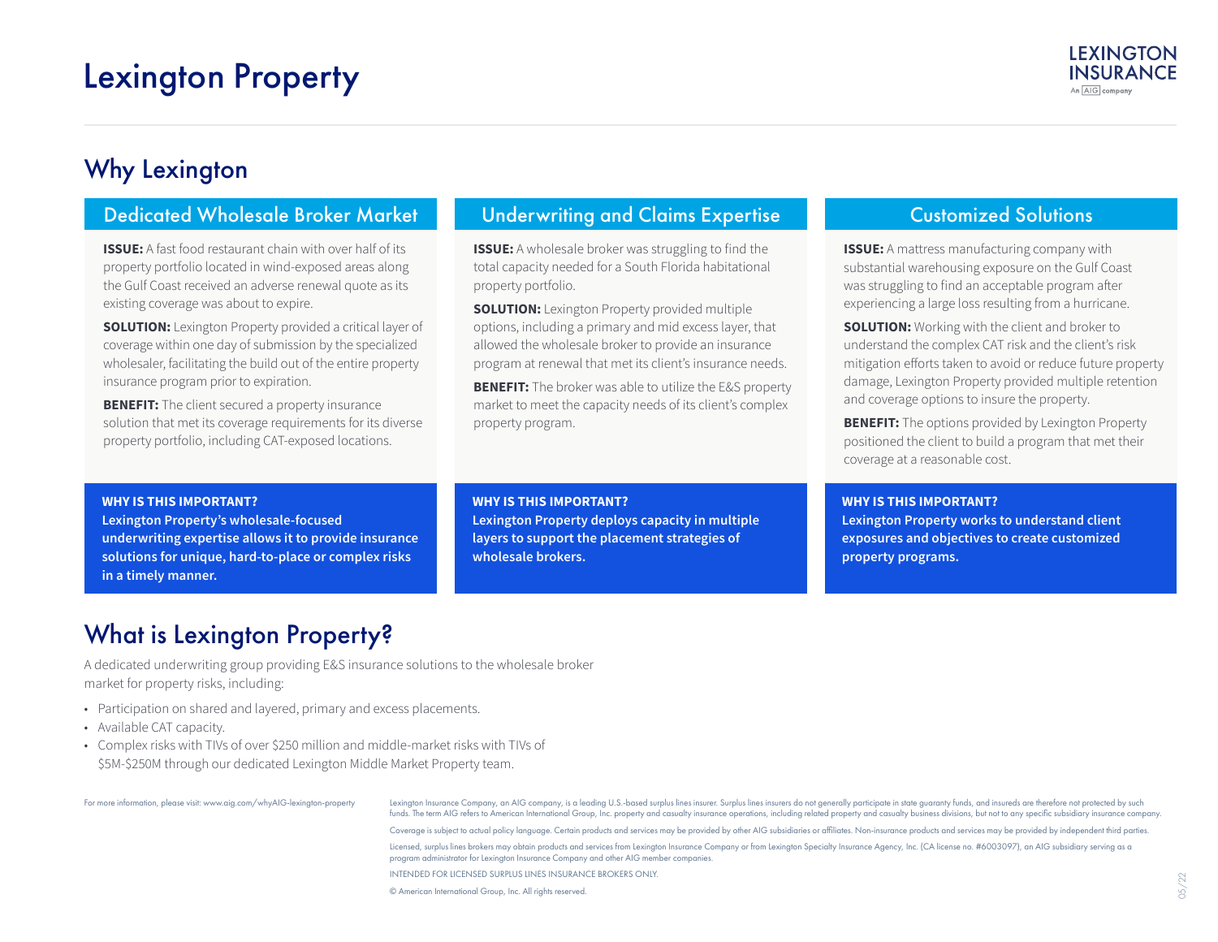# Lexington Property

LEXINGTON INSURANCE
An AIG company

## Why Lexington

### Dedicated Wholesale Broker Market

**ISSUE:** A fast food restaurant chain with over half of its property portfolio located in wind-exposed areas along the Gulf Coast received an adverse renewal quote as its existing coverage was about to expire.

**SOLUTION:** Lexington Property provided a critical layer of coverage within one day of submission by the specialized wholesaler, facilitating the build out of the entire property insurance program prior to expiration.

**BENEFIT:** The client secured a property insurance solution that met its coverage requirements for its diverse property portfolio, including CAT-exposed locations.

**WHY IS THIS IMPORTANT?**
**Lexington Property's wholesale-focused underwriting expertise allows it to provide insurance solutions for unique, hard-to-place or complex risks in a timely manner.**

### Underwriting and Claims Expertise

**ISSUE:** A wholesale broker was struggling to find the total capacity needed for a South Florida habitational property portfolio.

**SOLUTION:** Lexington Property provided multiple options, including a primary and mid excess layer, that allowed the wholesale broker to provide an insurance program at renewal that met its client's insurance needs.

**BENEFIT:** The broker was able to utilize the E&S property market to meet the capacity needs of its client's complex property program.

**WHY IS THIS IMPORTANT?**
**Lexington Property deploys capacity in multiple layers to support the placement strategies of wholesale brokers.**

### Customized Solutions

**ISSUE:** A mattress manufacturing company with substantial warehousing exposure on the Gulf Coast was struggling to find an acceptable program after experiencing a large loss resulting from a hurricane.

**SOLUTION:** Working with the client and broker to understand the complex CAT risk and the client's risk mitigation efforts taken to avoid or reduce future property damage, Lexington Property provided multiple retention and coverage options to insure the property.

**BENEFIT:** The options provided by Lexington Property positioned the client to build a program that met their coverage at a reasonable cost.

**WHY IS THIS IMPORTANT?**
**Lexington Property works to understand client exposures and objectives to create customized property programs.**

## What is Lexington Property?

A dedicated underwriting group providing E&S insurance solutions to the wholesale broker market for property risks, including:

- Participation on shared and layered, primary and excess placements.
- Available CAT capacity.
- Complex risks with TIVs of over $250 million and middle-market risks with TIVs of $5M-$250M through our dedicated Lexington Middle Market Property team.

For more information, please visit: www.aig.com/whyAIG-lexington-property

Lexington Insurance Company, an AIG company, is a leading U.S.-based surplus lines insurer. Surplus lines insurers do not generally participate in state guaranty funds, and insureds are therefore not protected by such funds. The term AIG refers to American International Group, Inc. property and casualty insurance operations, including related property and casualty business divisions, but not to any specific subsidiary insurance company.

Coverage is subject to actual policy language. Certain products and services may be provided by other AIG subsidiaries or affiliates. Non-insurance products and services may be provided by independent third parties.

Licensed, surplus lines brokers may obtain products and services from Lexington Insurance Company or from Lexington Specialty Insurance Agency, Inc. (CA license no. #6003097), an AIG subsidiary serving as a program administrator for Lexington Insurance Company and other AIG member companies.

INTENDED FOR LICENSED SURPLUS LINES INSURANCE BROKERS ONLY.

© American International Group, Inc. All rights reserved.

05/22